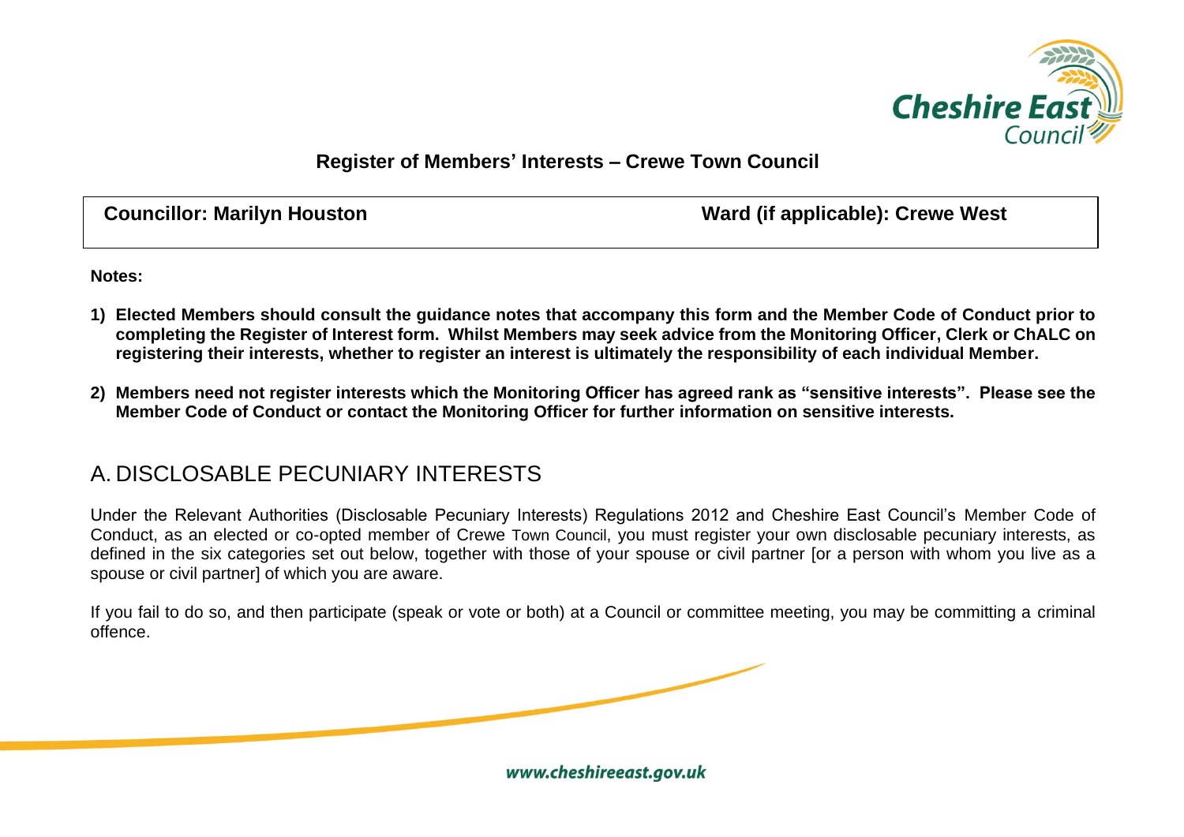**Register of Members' Interests – Crewe Town Council**

| **Councillor: Marilyn Houston** | **Ward (if applicable): Crewe West** |
|---|---|

**Notes:**

1) **Elected Members should consult the guidance notes that accompany this form and the Member Code of Conduct prior to completing the Register of Interest form. Whilst Members may seek advice from the Monitoring Officer, Clerk or ChALC on registering their interests, whether to register an interest is ultimately the responsibility of each individual Member.**

2) **Members need not register interests which the Monitoring Officer has agreed rank as "sensitive interests". Please see the Member Code of Conduct or contact the Monitoring Officer for further information on sensitive interests.**

## A. DISCLOSABLE PECUNIARY INTERESTS

Under the Relevant Authorities (Disclosable Pecuniary Interests) Regulations 2012 and Cheshire East Council's Member Code of Conduct, as an elected or co-opted member of Crewe Town Council, you must register your own disclosable pecuniary interests, as defined in the six categories set out below, together with those of your spouse or civil partner [or a person with whom you live as a spouse or civil partner] of which you are aware.

If you fail to do so, and then participate (speak or vote or both) at a Council or committee meeting, you may be committing a criminal offence.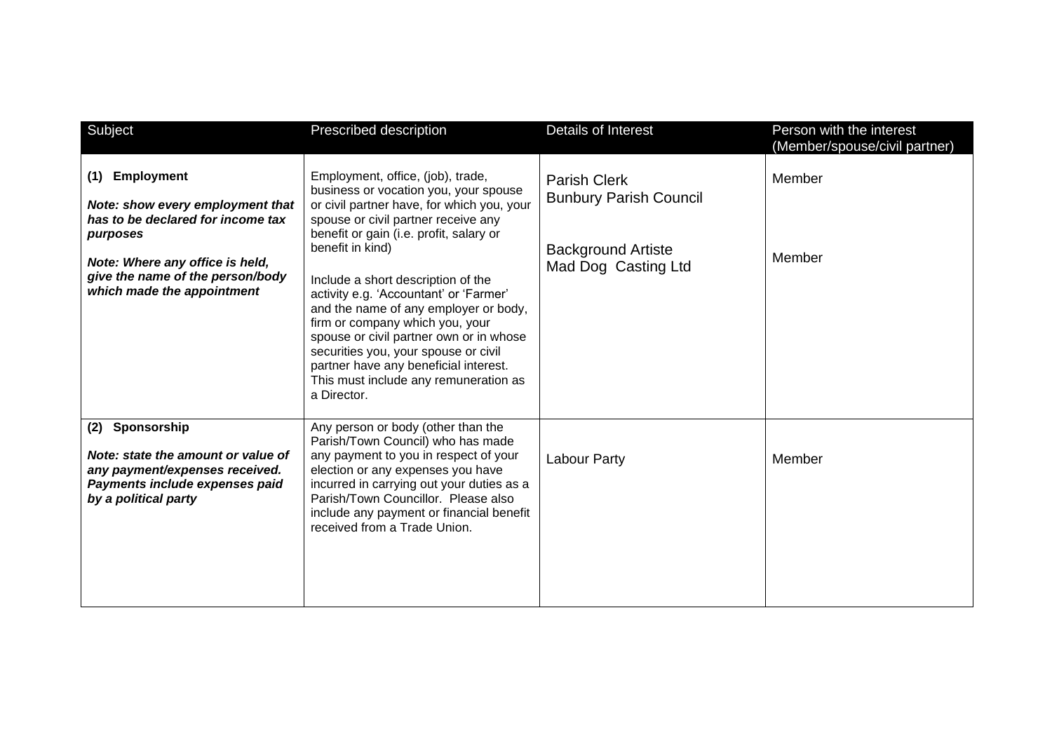| Subject | Prescribed description | Details of Interest | Person with the interest (Member/spouse/civil partner) |
|---|---|---|---|
| **(1) Employment**<br><br>***Note: show every employment that has to be declared for income tax purposes***<br><br>***Note: Where any office is held, give the name of the person/body which made the appointment*** | Employment, office, (job), trade, business or vocation you, your spouse or civil partner have, for which you, your spouse or civil partner receive any benefit or gain (i.e. profit, salary or benefit in kind)<br><br>Include a short description of the activity e.g. 'Accountant' or 'Farmer' and the name of any employer or body, firm or company which you, your spouse or civil partner own or in whose securities you, your spouse or civil partner have any beneficial interest. This must include any remuneration as a Director. | Parish Clerk<br>Bunbury Parish Council<br><br>Background Artiste<br>Mad Dog Casting Ltd | Member<br><br><br>Member |
| **(2) Sponsorship**<br><br>***Note: state the amount or value of any payment/expenses received. Payments include expenses paid by a political party*** | Any person or body (other than the Parish/Town Council) who has made any payment to you in respect of your election or any expenses you have incurred in carrying out your duties as a Parish/Town Councillor. Please also include any payment or financial benefit received from a Trade Union. | Labour Party | Member |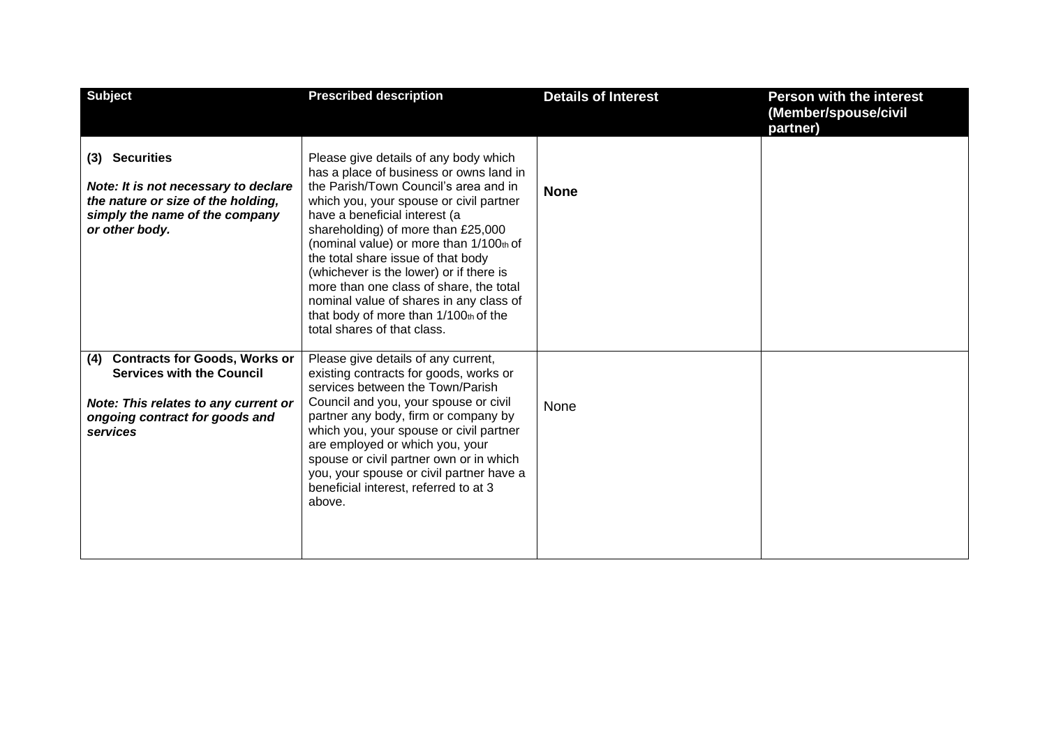| Subject | Prescribed description | Details of Interest | Person with the interest (Member/spouse/civil partner) |
|---|---|---|---|
| **(3) Securities**<br><br>***Note: It is not necessary to declare the nature or size of the holding, simply the name of the company or other body.*** | Please give details of any body which has a place of business or owns land in the Parish/Town Council's area and in which you, your spouse or civil partner have a beneficial interest (a shareholding) of more than £25,000 (nominal value) or more than 1/100th of the total share issue of that body (whichever is the lower) or if there is more than one class of share, the total nominal value of shares in any class of that body of more than 1/100th of the total shares of that class. | **None** | |
| **(4) Contracts for Goods, Works or Services with the Council**<br><br>***Note: This relates to any current or ongoing contract for goods and services*** | Please give details of any current, existing contracts for goods, works or services between the Town/Parish Council and you, your spouse or civil partner any body, firm or company by which you, your spouse or civil partner are employed or which you, your spouse or civil partner own or in which you, your spouse or civil partner have a beneficial interest, referred to at 3 above. | None | |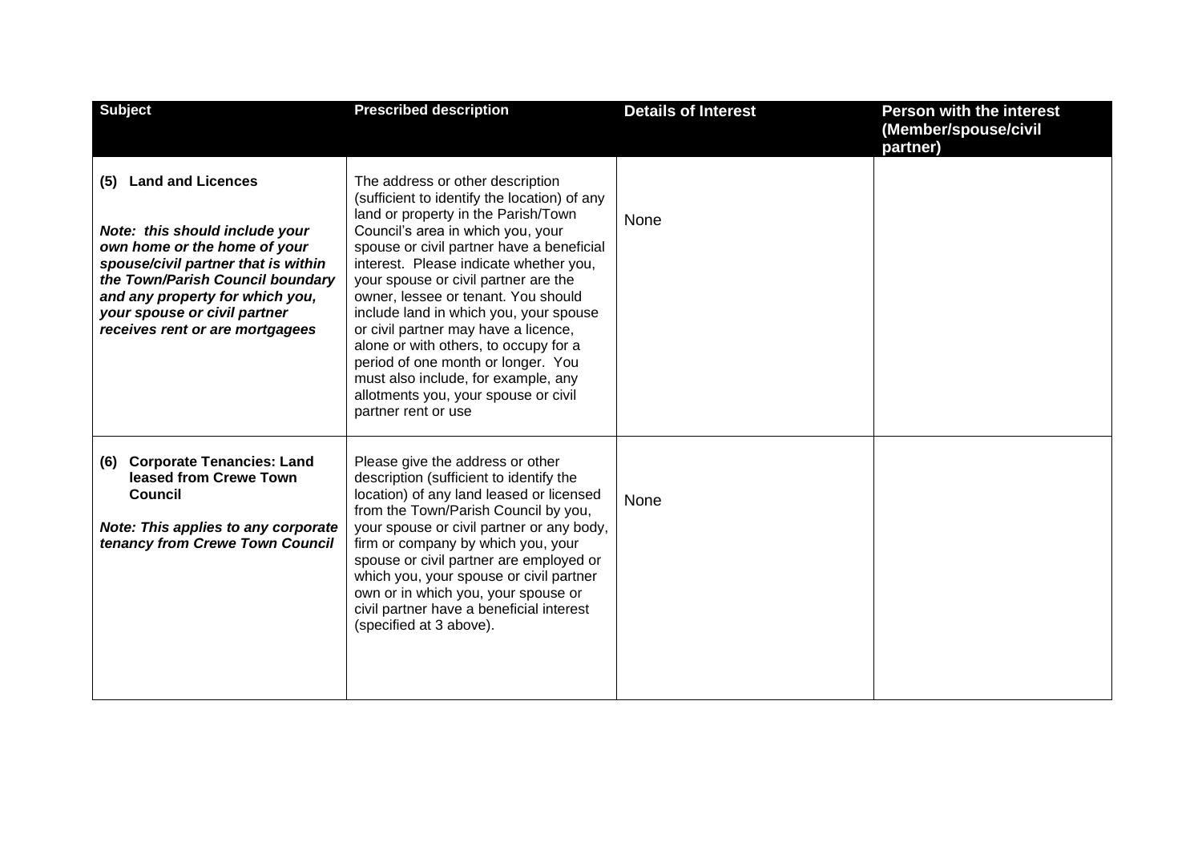| Subject | Prescribed description | Details of Interest | Person with the interest (Member/spouse/civil partner) |
|---|---|---|---|
| **(5) Land and Licences**<br><br>***Note: this should include your own home or the home of your spouse/civil partner that is within the Town/Parish Council boundary and any property for which you, your spouse or civil partner receives rent or are mortgagees*** | The address or other description (sufficient to identify the location) of any land or property in the Parish/Town Council's area in which you, your spouse or civil partner have a beneficial interest. Please indicate whether you, your spouse or civil partner are the owner, lessee or tenant. You should include land in which you, your spouse or civil partner may have a licence, alone or with others, to occupy for a period of one month or longer. You must also include, for example, any allotments you, your spouse or civil partner rent or use | None | |
| **(6) Corporate Tenancies: Land leased from Crewe Town Council**<br><br>***Note: This applies to any corporate tenancy from Crewe Town Council*** | Please give the address or other description (sufficient to identify the location) of any land leased or licensed from the Town/Parish Council by you, your spouse or civil partner or any body, firm or company by which you, your spouse or civil partner are employed or which you, your spouse or civil partner own or in which you, your spouse or civil partner have a beneficial interest (specified at 3 above). | None | |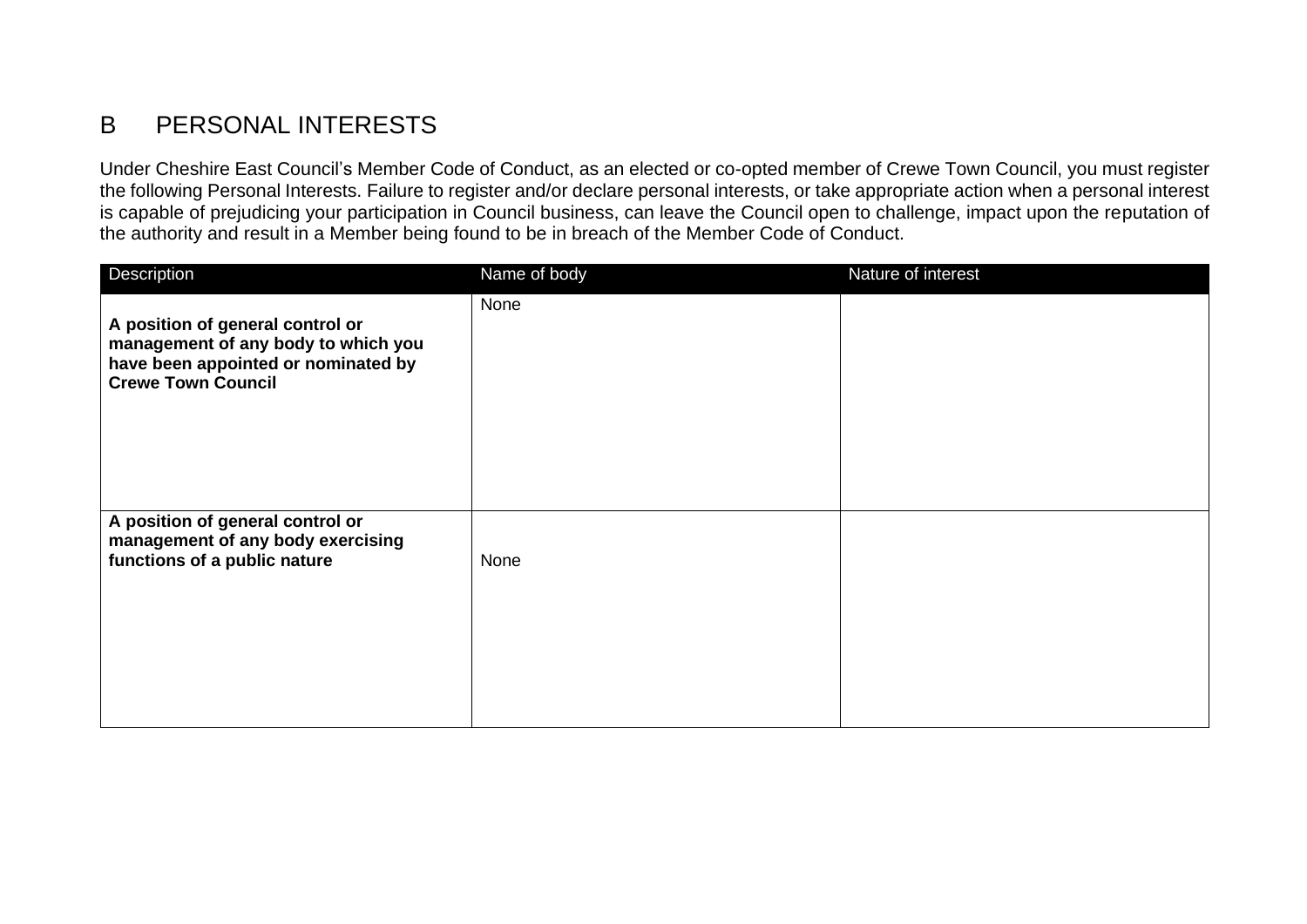## B PERSONAL INTERESTS

Under Cheshire East Council's Member Code of Conduct, as an elected or co-opted member of Crewe Town Council, you must register the following Personal Interests. Failure to register and/or declare personal interests, or take appropriate action when a personal interest is capable of prejudicing your participation in Council business, can leave the Council open to challenge, impact upon the reputation of the authority and result in a Member being found to be in breach of the Member Code of Conduct.

| Description | Name of body | Nature of interest |
|---|---|---|
| **A position of general control or management of any body to which you have been appointed or nominated by Crewe Town Council** | None | |
| **A position of general control or management of any body exercising functions of a public nature** | None | |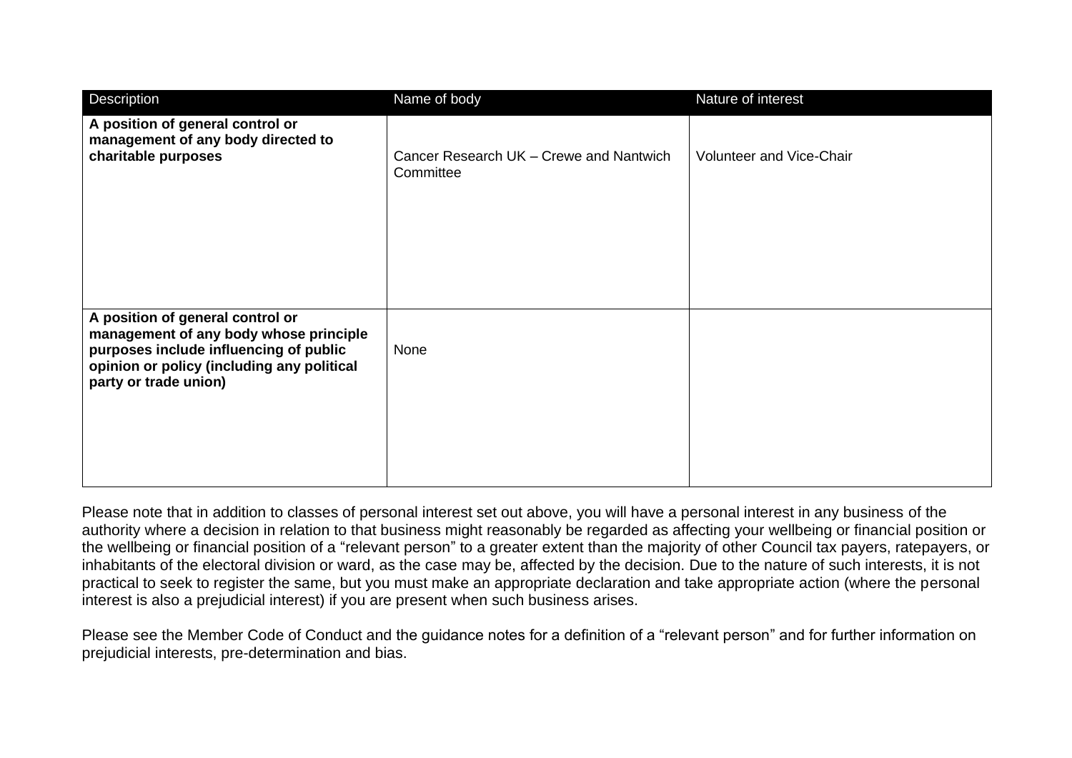| Description | Name of body | Nature of interest |
| --- | --- | --- |
| **A position of general control or management of any body directed to charitable purposes** | Cancer Research UK – Crewe and Nantwich Committee | Volunteer and Vice-Chair |
| **A position of general control or management of any body whose principle purposes include influencing of public opinion or policy (including any political party or trade union)** | None | |

Please note that in addition to classes of personal interest set out above, you will have a personal interest in any business of the authority where a decision in relation to that business might reasonably be regarded as affecting your wellbeing or financial position or the wellbeing or financial position of a "relevant person" to a greater extent than the majority of other Council tax payers, ratepayers, or inhabitants of the electoral division or ward, as the case may be, affected by the decision. Due to the nature of such interests, it is not practical to seek to register the same, but you must make an appropriate declaration and take appropriate action (where the personal interest is also a prejudicial interest) if you are present when such business arises.

Please see the Member Code of Conduct and the guidance notes for a definition of a "relevant person" and for further information on prejudicial interests, pre-determination and bias.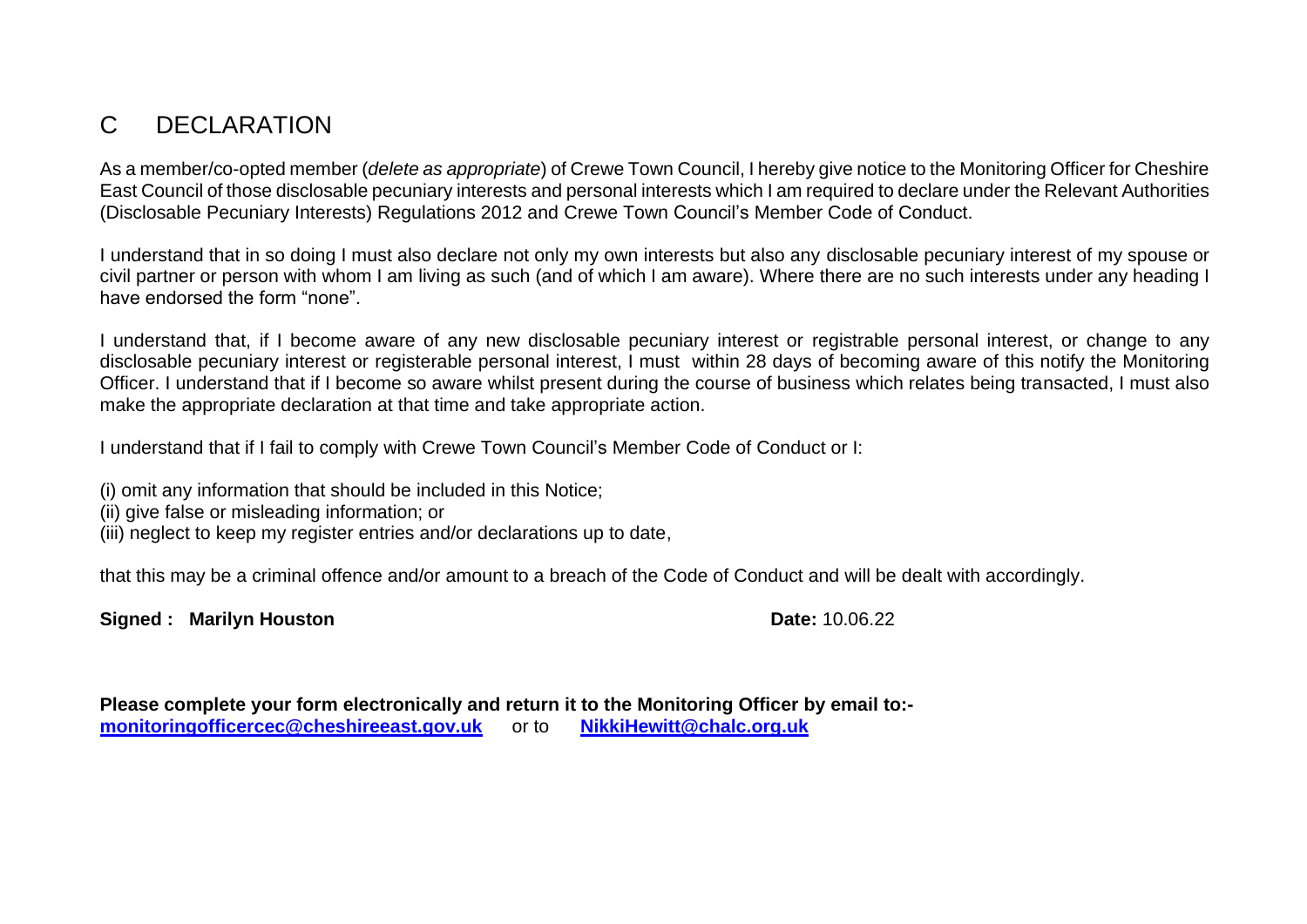## C DECLARATION

As a member/co-opted member (*delete as appropriate*) of Crewe Town Council, I hereby give notice to the Monitoring Officer for Cheshire East Council of those disclosable pecuniary interests and personal interests which I am required to declare under the Relevant Authorities (Disclosable Pecuniary Interests) Regulations 2012 and Crewe Town Council's Member Code of Conduct.

I understand that in so doing I must also declare not only my own interests but also any disclosable pecuniary interest of my spouse or civil partner or person with whom I am living as such (and of which I am aware). Where there are no such interests under any heading I have endorsed the form "none".

I understand that, if I become aware of any new disclosable pecuniary interest or registrable personal interest, or change to any disclosable pecuniary interest or registerable personal interest, I must within 28 days of becoming aware of this notify the Monitoring Officer. I understand that if I become so aware whilst present during the course of business which relates being transacted, I must also make the appropriate declaration at that time and take appropriate action.

I understand that if I fail to comply with Crewe Town Council's Member Code of Conduct or I:

(i) omit any information that should be included in this Notice;
(ii) give false or misleading information; or
(iii) neglect to keep my register entries and/or declarations up to date,

that this may be a criminal offence and/or amount to a breach of the Code of Conduct and will be dealt with accordingly.

**Signed : Marilyn Houston** **Date:** 10.06.22

**Please complete your form electronically and return it to the Monitoring Officer by email to:-**
**monitoringofficercec@cheshireeast.gov.uk** or to **NikkiHewitt@chalc.org.uk**